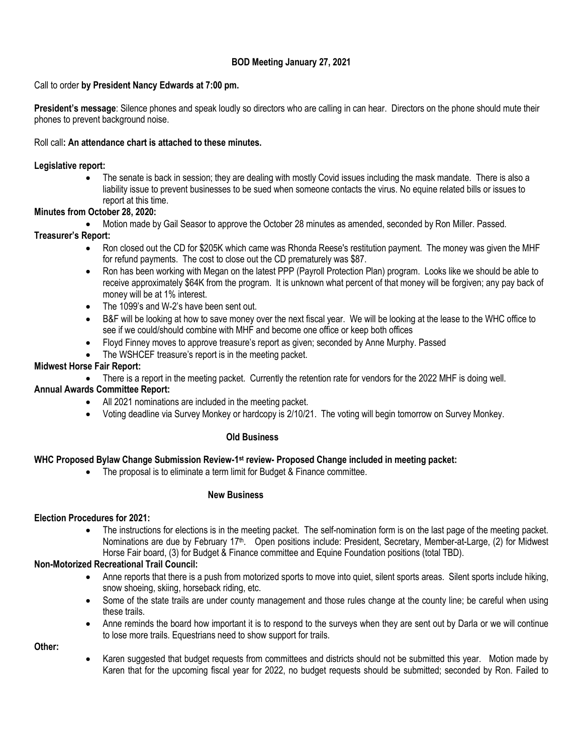# BOD Meeting January 27, 2021

Call to order **by President Nancy Edwards at 7:00 pm.**

**President's message**: Silence phones and speak loudly so directors who are calling in can hear. Directors on the phone should mute their phones to prevent background noise.

Roll call**: An attendance chart is attached to these minutes.**

**Legislative report:**

- The senate is back in session; they are dealing with mostly Covid issues including the mask mandate. There is also a liability issue to prevent businesses to be sued when someone contacts the virus. No equine related bills or issues to report at this time.

**Minutes from October 28, 2020:**

- Motion made by Gail Seasor to approve the October 28 minutes as amended, seconded by Ron Miller. Passed.

**Treasurer's Report:**

- Ron closed out the CD for $205K which came was Rhonda Reese's restitution payment. The money was given the MHF for refund payments. The cost to close out the CD prematurely was $87.
- Ron has been working with Megan on the latest PPP (Payroll Protection Plan) program. Looks like we should be able to receive approximately $64K from the program. It is unknown what percent of that money will be forgiven; any pay back of money will be at 1% interest.
- The 1099's and W-2's have been sent out.
- B&F will be looking at how to save money over the next fiscal year. We will be looking at the lease to the WHC office to see if we could/should combine with MHF and become one office or keep both offices
- Floyd Finney moves to approve treasure's report as given; seconded by Anne Murphy. Passed
- The WSHCEF treasure's report is in the meeting packet.

**Midwest Horse Fair Report:**

- There is a report in the meeting packet. Currently the retention rate for vendors for the 2022 MHF is doing well.

**Annual Awards Committee Report:**

- All 2021 nominations are included in the meeting packet.
- Voting deadline via Survey Monkey or hardcopy is 2/10/21. The voting will begin tomorrow on Survey Monkey.

## Old Business

**WHC Proposed Bylaw Change Submission Review-1st review- Proposed Change included in meeting packet:**

- The proposal is to eliminate a term limit for Budget & Finance committee.

## New Business

**Election Procedures for 2021:**

- The instructions for elections is in the meeting packet. The self-nomination form is on the last page of the meeting packet. Nominations are due by February 17th. Open positions include: President, Secretary, Member-at-Large, (2) for Midwest Horse Fair board, (3) for Budget & Finance committee and Equine Foundation positions (total TBD).

**Non-Motorized Recreational Trail Council:**

- Anne reports that there is a push from motorized sports to move into quiet, silent sports areas. Silent sports include hiking, snow shoeing, skiing, horseback riding, etc.
- Some of the state trails are under county management and those rules change at the county line; be careful when using these trails.
- Anne reminds the board how important it is to respond to the surveys when they are sent out by Darla or we will continue to lose more trails. Equestrians need to show support for trails.

**Other:**

- Karen suggested that budget requests from committees and districts should not be submitted this year. Motion made by Karen that for the upcoming fiscal year for 2022, no budget requests should be submitted; seconded by Ron. Failed to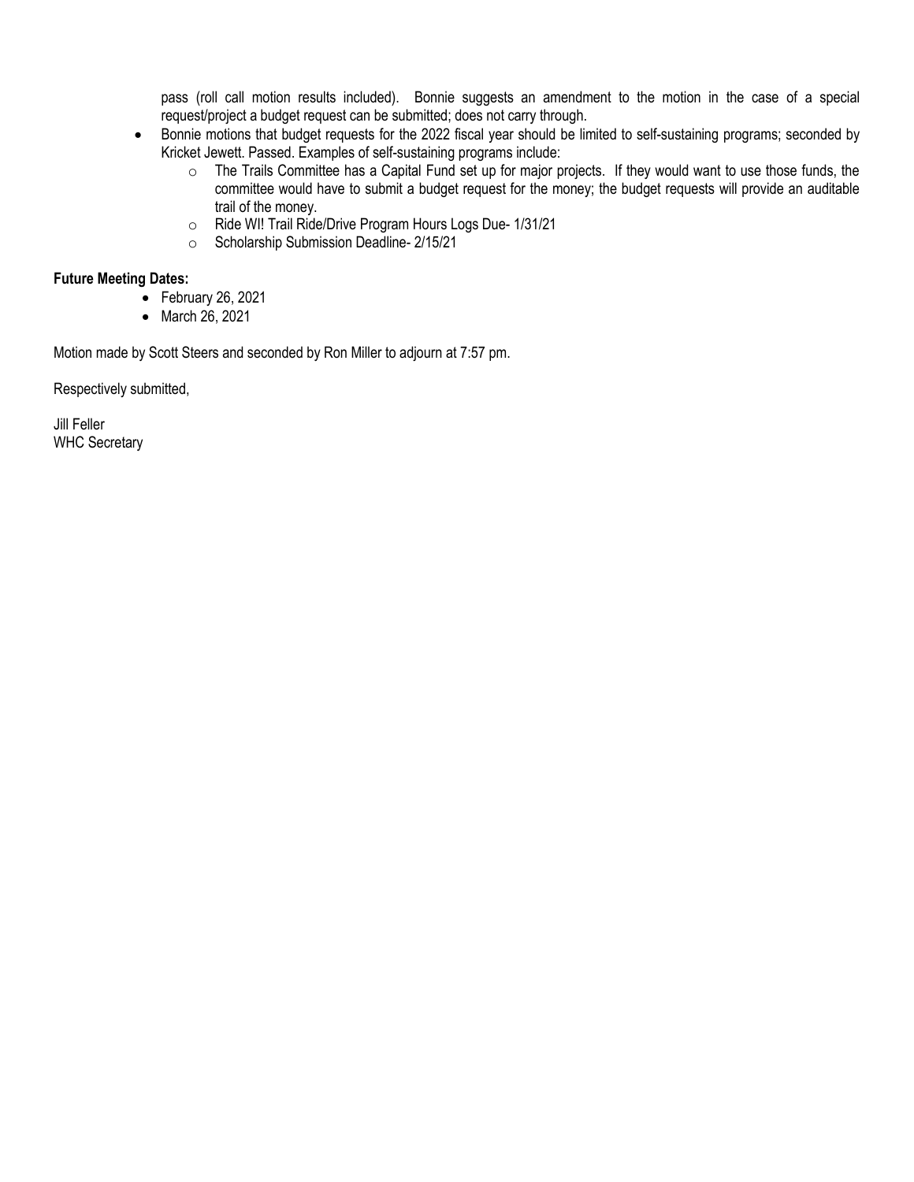pass (roll call motion results included). Bonnie suggests an amendment to the motion in the case of a special request/project a budget request can be submitted; does not carry through.

- Bonnie motions that budget requests for the 2022 fiscal year should be limited to self-sustaining programs; seconded by Kricket Jewett. Passed. Examples of self-sustaining programs include:
  - The Trails Committee has a Capital Fund set up for major projects. If they would want to use those funds, the committee would have to submit a budget request for the money; the budget requests will provide an auditable trail of the money.
  - Ride WI! Trail Ride/Drive Program Hours Logs Due- 1/31/21
  - Scholarship Submission Deadline- 2/15/21

**Future Meeting Dates:**

- February 26, 2021
- March 26, 2021

Motion made by Scott Steers and seconded by Ron Miller to adjourn at 7:57 pm.

Respectively submitted,

Jill Feller
WHC Secretary